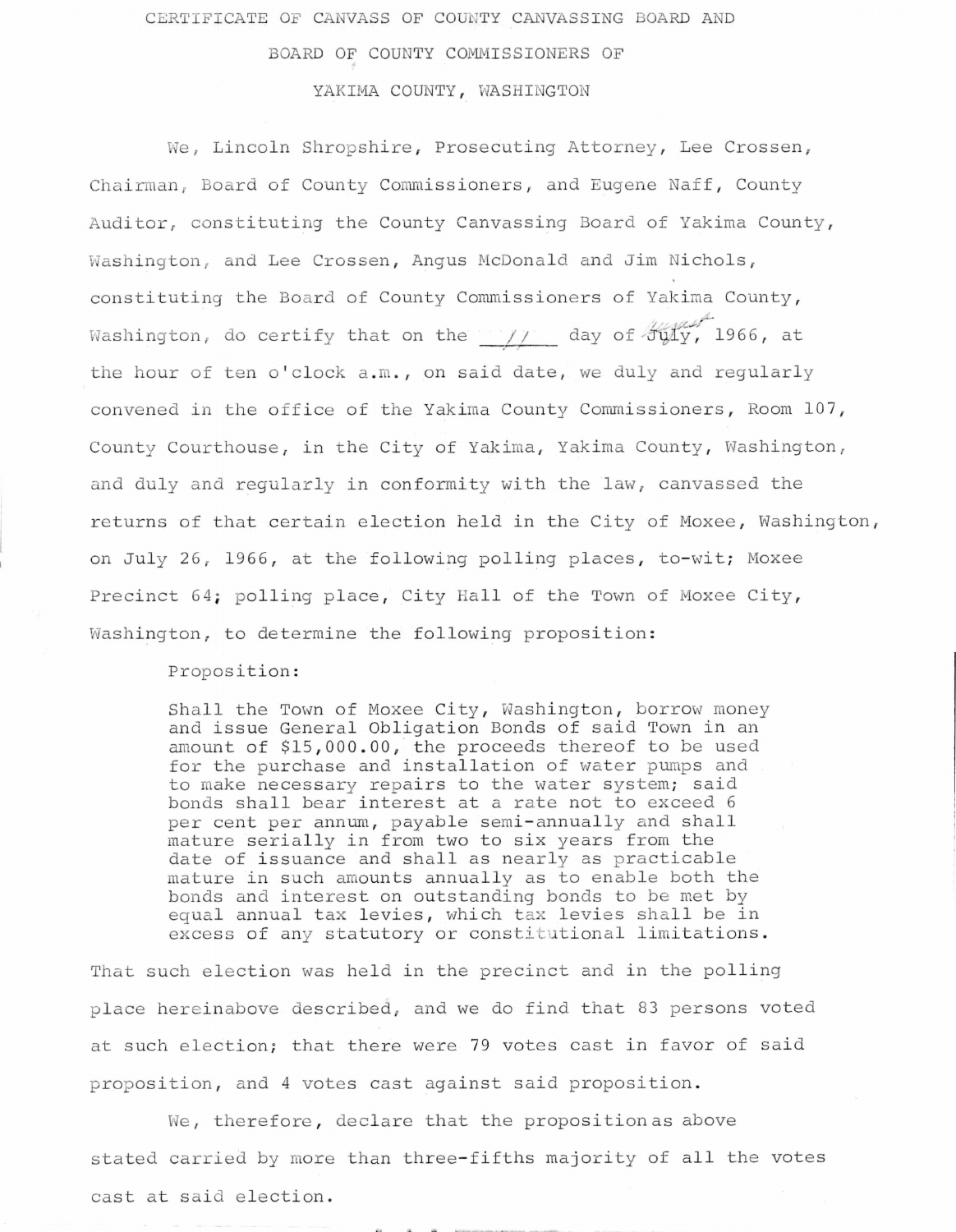# CERTIFICATE OF CANVASS OF COUNTY CANVASSING BOARD AND BOARD OF COUNTY COMMISSIONERS OF YAKIMA COUNTY, WASHINGTON

We, Lincoln Shropshire, Prosecuting Attorney, Lee Crossen, Chairman, Board of County Commissioners, and Eugene Naff, County Auditor, constituting the County Canvassing Board of Yakima County, Washington, and Lee Crossen, Angus McDonald and Jim Nichols, constituting the Board of County Commissioners of Yakima County, Washington, do certify that on the 11 day of ~~July~~ August, 1966, at the hour of ten o'clock a.m., on said date, we duly and regularly convened in the office of the Yakima County Commissioners, Room 107, County Courthouse, in the City of Yakima, Yakima County, Washington, and duly and regularly in conformity with the law, canvassed the returns of that certain election held in the City of Moxee, Washington, on July 26, 1966, at the following polling places, to-wit; Moxee Precinct 64; polling place, City Hall of the Town of Moxee City, Washington, to determine the following proposition:

> Proposition:
>
> Shall the Town of Moxee City, Washington, borrow money and issue General Obligation Bonds of said Town in an amount of $15,000.00, the proceeds thereof to be used for the purchase and installation of water pumps and to make necessary repairs to the water system; said bonds shall bear interest at a rate not to exceed 6 per cent per annum, payable semi-annually and shall mature serially in from two to six years from the date of issuance and shall as nearly as practicable mature in such amounts annually as to enable both the bonds and interest on outstanding bonds to be met by equal annual tax levies, which tax levies shall be in excess of any statutory or constitutional limitations.

That such election was held in the precinct and in the polling place hereinabove described, and we do find that 83 persons voted at such election; that there were 79 votes cast in favor of said proposition, and 4 votes cast against said proposition.

We, therefore, declare that the proposition as above stated carried by more than three-fifths majority of all the votes cast at said election.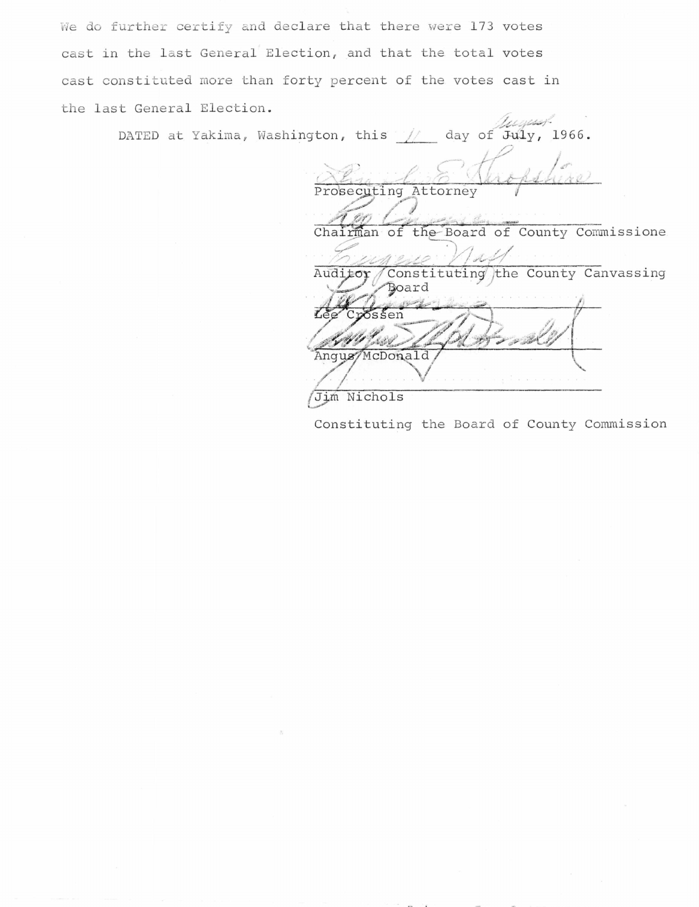We do further certify and declare that there were 173 votes cast in the last General Election, and that the total votes cast constituted more than forty percent of the votes cast in the last General Election.

DATED at Yakima, Washington, this 11 day of ~~July~~ August, 1966.

Prosecuting Attorney

Chairman of the Board of County Commissione

Auditor Constituting the County Canvassing Board

Lee Crossen

Angus McDonald

Jim Nichols

Constituting the Board of County Commission